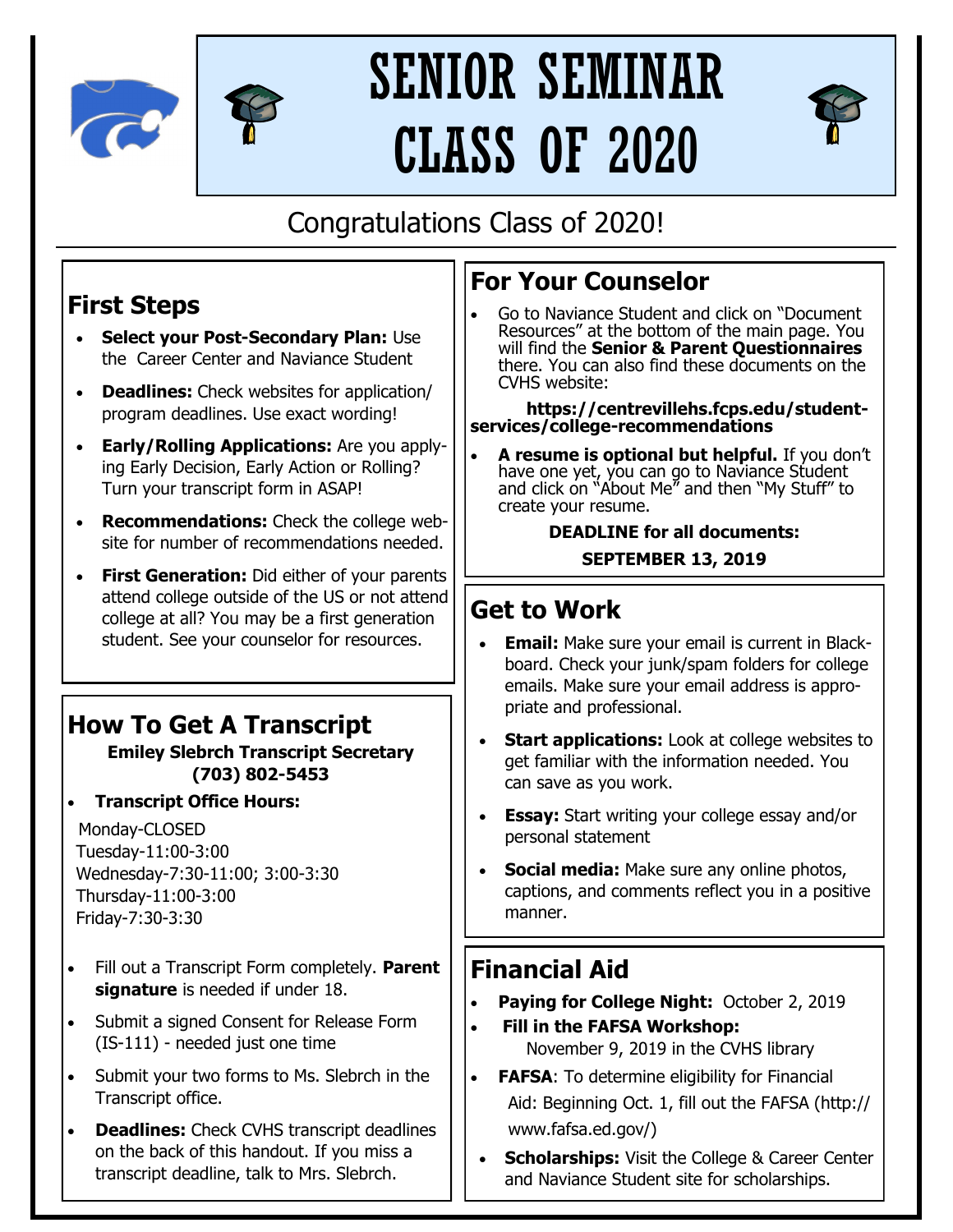# SENIOR SEMINAR CLASS OF 2020

Congratulations Class of 2020!

## First Steps

- **Select your Post-Secondary Plan:** Use the Career Center and Naviance Student
- **Deadlines:** Check websites for application/ program deadlines. Use exact wording!
- **Early/Rolling Applications:** Are you applying Early Decision, Early Action or Rolling? Turn your transcript form in ASAP!
- **Recommendations:** Check the college website for number of recommendations needed.
- **First Generation:** Did either of your parents attend college outside of the US or not attend college at all? You may be a first generation student. See your counselor for resources.

## How To Get A Transcript

**Emiley Slebrch Transcript Secretary**
**(703) 802-5453**

- **Transcript Office Hours:**

Monday-CLOSED
Tuesday-11:00-3:00
Wednesday-7:30-11:00; 3:00-3:30
Thursday-11:00-3:00
Friday-7:30-3:30

- Fill out a Transcript Form completely. **Parent signature** is needed if under 18.
- Submit a signed Consent for Release Form (IS-111) - needed just one time
- Submit your two forms to Ms. Slebrch in the Transcript office.
- **Deadlines:** Check CVHS transcript deadlines on the back of this handout. If you miss a transcript deadline, talk to Mrs. Slebrch.

## For Your Counselor

- Go to Naviance Student and click on "Document Resources" at the bottom of the main page. You will find the **Senior & Parent Questionnaires** there. You can also find these documents on the CVHS website:

**https://centrevillehs.fcps.edu/student-services/college-recommendations**

- **A resume is optional but helpful.** If you don't have one yet, you can go to Naviance Student and click on "About Me" and then "My Stuff" to create your resume.

**DEADLINE for all documents:**

**SEPTEMBER 13, 2019**

## Get to Work

- **Email:** Make sure your email is current in Blackboard. Check your junk/spam folders for college emails. Make sure your email address is appropriate and professional.
- **Start applications:** Look at college websites to get familiar with the information needed. You can save as you work.
- **Essay:** Start writing your college essay and/or personal statement
- **Social media:** Make sure any online photos, captions, and comments reflect you in a positive manner.

## Financial Aid

- **Paying for College Night:** October 2, 2019
- **Fill in the FAFSA Workshop:** November 9, 2019 in the CVHS library
- **FAFSA**: To determine eligibility for Financial Aid: Beginning Oct. 1, fill out the FAFSA (http://www.fafsa.ed.gov/)
- **Scholarships:** Visit the College & Career Center and Naviance Student site for scholarships.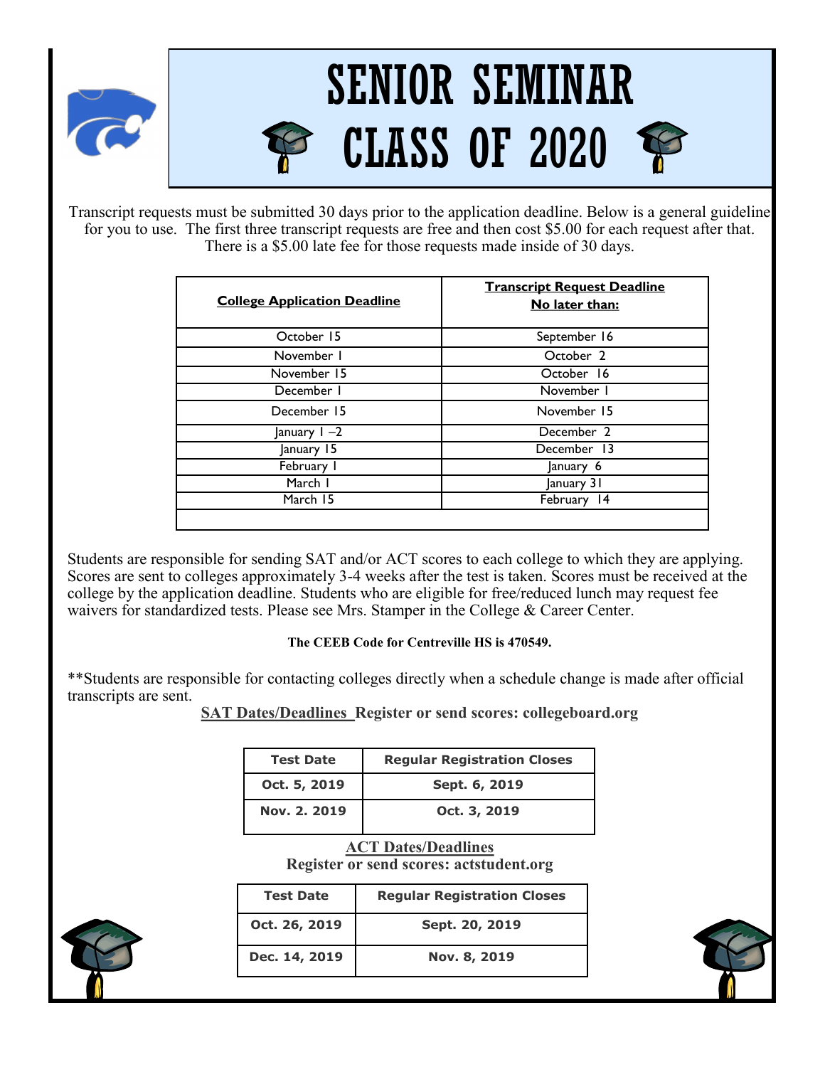# SENIOR SEMINAR
# CLASS OF 2020

Transcript requests must be submitted 30 days prior to the application deadline. Below is a general guideline for you to use. The first three transcript requests are free and then cost $5.00 for each request after that. There is a $5.00 late fee for those requests made inside of 30 days.

| College Application Deadline | Transcript Request Deadline No later than: |
|---|---|
| October 15 | September 16 |
| November 1 | October 2 |
| November 15 | October 16 |
| December 1 | November 1 |
| December 15 | November 15 |
| January 1 –2 | December 2 |
| January 15 | December 13 |
| February 1 | January 6 |
| March 1 | January 31 |
| March 15 | February 14 |
| | |

Students are responsible for sending SAT and/or ACT scores to each college to which they are applying. Scores are sent to colleges approximately 3-4 weeks after the test is taken. Scores must be received at the college by the application deadline. Students who are eligible for free/reduced lunch may request fee waivers for standardized tests. Please see Mrs. Stamper in the College & Career Center.

**The CEEB Code for Centreville HS is 470549.**

**Students are responsible for contacting colleges directly when a schedule change is made after official transcripts are sent.

**SAT Dates/Deadlines Register or send scores: collegeboard.org**

| Test Date | Regular Registration Closes |
|---|---|
| Oct. 5, 2019 | Sept. 6, 2019 |
| Nov. 2. 2019 | Oct. 3, 2019 |

**ACT Dates/Deadlines**
**Register or send scores: actstudent.org**

| Test Date | Regular Registration Closes |
|---|---|
| Oct. 26, 2019 | Sept. 20, 2019 |
| Dec. 14, 2019 | Nov. 8, 2019 |